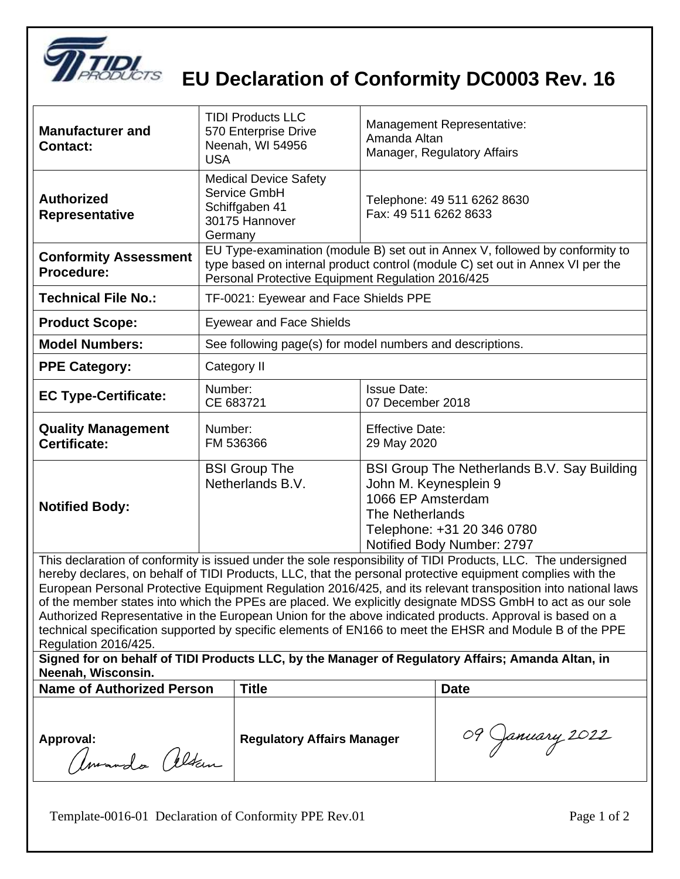# EU Declaration of Conformity DC0003 Rev. 16

| | | |
|---|---|---|
| **Manufacturer and Contact:** | TIDI Products LLC<br>570 Enterprise Drive<br>Neenah, WI 54956<br>USA | Management Representative:<br>Amanda Altan<br>Manager, Regulatory Affairs |
| **Authorized Representative** | Medical Device Safety Service GmbH<br>Schiffgaben 41<br>30175 Hannover<br>Germany | Telephone: 49 511 6262 8630<br>Fax: 49 511 6262 8633 |
| **Conformity Assessment Procedure:** | EU Type-examination (module B) set out in Annex V, followed by conformity to type based on internal product control (module C) set out in Annex VI per the Personal Protective Equipment Regulation 2016/425 | |
| **Technical File No.:** | TF-0021: Eyewear and Face Shields PPE | |
| **Product Scope:** | Eyewear and Face Shields | |
| **Model Numbers:** | See following page(s) for model numbers and descriptions. | |
| **PPE Category:** | Category II | |
| **EC Type-Certificate:** | Number:<br>CE 683721 | Issue Date:<br>07 December 2018 |
| **Quality Management Certificate:** | Number:<br>FM 536366 | Effective Date:<br>29 May 2020 |
| **Notified Body:** | BSI Group The Netherlands B.V. | BSI Group The Netherlands B.V. Say Building<br>John M. Keynesplein 9<br>1066 EP Amsterdam<br>The Netherlands<br>Telephone: +31 20 346 0780<br>Notified Body Number: 2797 |

This declaration of conformity is issued under the sole responsibility of TIDI Products, LLC. The undersigned hereby declares, on behalf of TIDI Products, LLC, that the personal protective equipment complies with the European Personal Protective Equipment Regulation 2016/425, and its relevant transposition into national laws of the member states into which the PPEs are placed. We explicitly designate MDSS GmbH to act as our sole Authorized Representative in the European Union for the above indicated products. Approval is based on a technical specification supported by specific elements of EN166 to meet the EHSR and Module B of the PPE Regulation 2016/425.

**Signed for on behalf of TIDI Products LLC, by the Manager of Regulatory Affairs; Amanda Altan, in Neenah, Wisconsin.**

| Name of Authorized Person | Title | Date |
|---|---|---|
| **Approval:** Amanda Altan | **Regulatory Affairs Manager** | 09 January 2022 |

Template-0016-01 Declaration of Conformity PPE Rev.01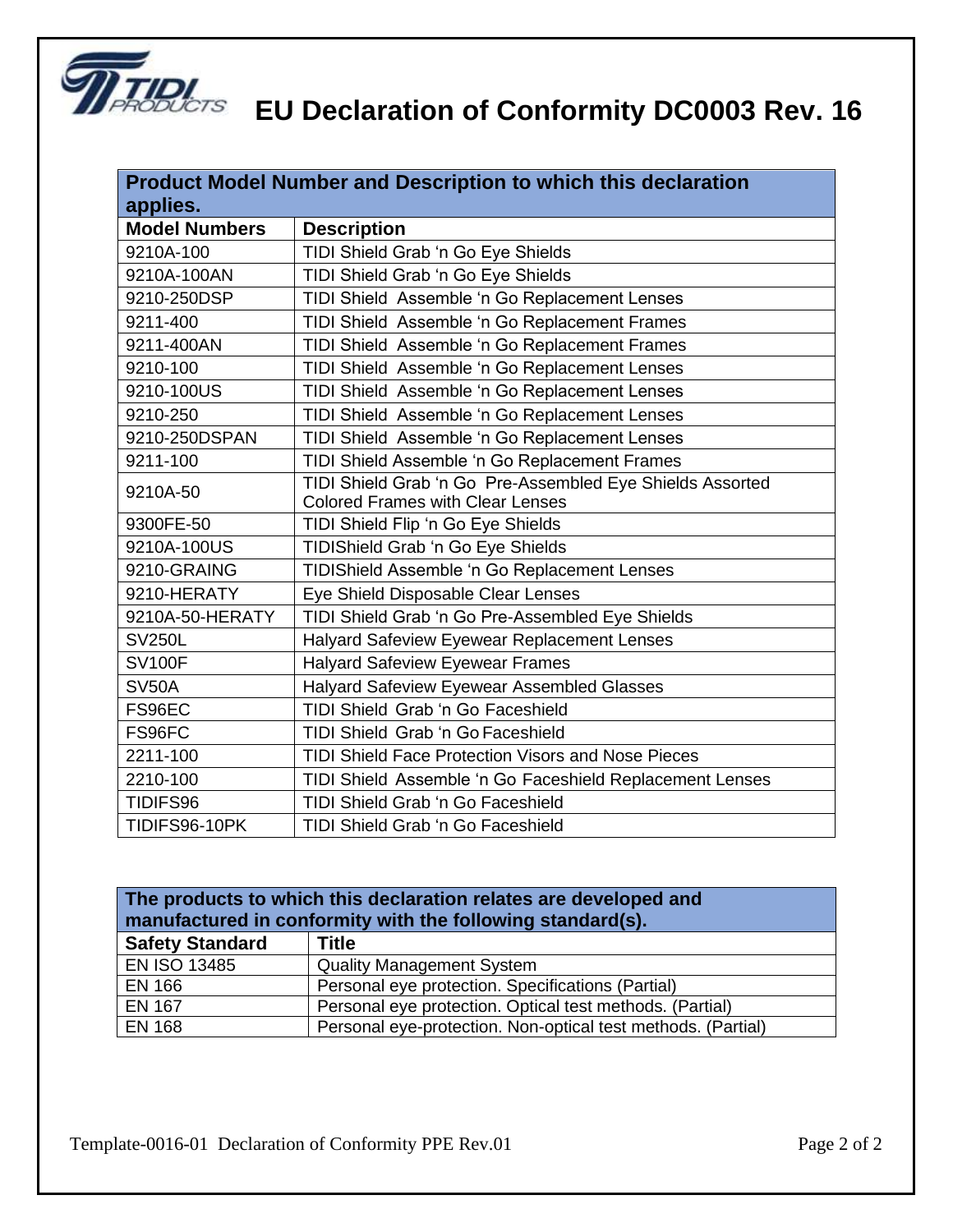# EU Declaration of Conformity DC0003 Rev. 16

| Product Model Number and Description to which this declaration applies. | |
|---|---|
| **Model Numbers** | **Description** |
| 9210A-100 | TIDI Shield Grab 'n Go Eye Shields |
| 9210A-100AN | TIDI Shield Grab 'n Go Eye Shields |
| 9210-250DSP | TIDI Shield Assemble 'n Go Replacement Lenses |
| 9211-400 | TIDI Shield Assemble 'n Go Replacement Frames |
| 9211-400AN | TIDI Shield Assemble 'n Go Replacement Frames |
| 9210-100 | TIDI Shield Assemble 'n Go Replacement Lenses |
| 9210-100US | TIDI Shield Assemble 'n Go Replacement Lenses |
| 9210-250 | TIDI Shield Assemble 'n Go Replacement Lenses |
| 9210-250DSPAN | TIDI Shield Assemble 'n Go Replacement Lenses |
| 9211-100 | TIDI Shield Assemble 'n Go Replacement Frames |
| 9210A-50 | TIDI Shield Grab 'n Go Pre-Assembled Eye Shields Assorted Colored Frames with Clear Lenses |
| 9300FE-50 | TIDI Shield Flip 'n Go Eye Shields |
| 9210A-100US | TIDIShield Grab 'n Go Eye Shields |
| 9210-GRAING | TIDIShield Assemble 'n Go Replacement Lenses |
| 9210-HERATY | Eye Shield Disposable Clear Lenses |
| 9210A-50-HERATY | TIDI Shield Grab 'n Go Pre-Assembled Eye Shields |
| SV250L | Halyard Safeview Eyewear Replacement Lenses |
| SV100F | Halyard Safeview Eyewear Frames |
| SV50A | Halyard Safeview Eyewear Assembled Glasses |
| FS96EC | TIDI Shield Grab 'n Go Faceshield |
| FS96FC | TIDI Shield Grab 'n Go Faceshield |
| 2211-100 | TIDI Shield Face Protection Visors and Nose Pieces |
| 2210-100 | TIDI Shield Assemble 'n Go Faceshield Replacement Lenses |
| TIDIFS96 | TIDI Shield Grab 'n Go Faceshield |
| TIDIFS96-10PK | TIDI Shield Grab 'n Go Faceshield |

| The products to which this declaration relates are developed and manufactured in conformity with the following standard(s). | |
|---|---|
| **Safety Standard** | **Title** |
| EN ISO 13485 | Quality Management System |
| EN 166 | Personal eye protection. Specifications (Partial) |
| EN 167 | Personal eye protection. Optical test methods. (Partial) |
| EN 168 | Personal eye-protection. Non-optical test methods. (Partial) |

Template-0016-01 Declaration of Conformity PPE Rev.01